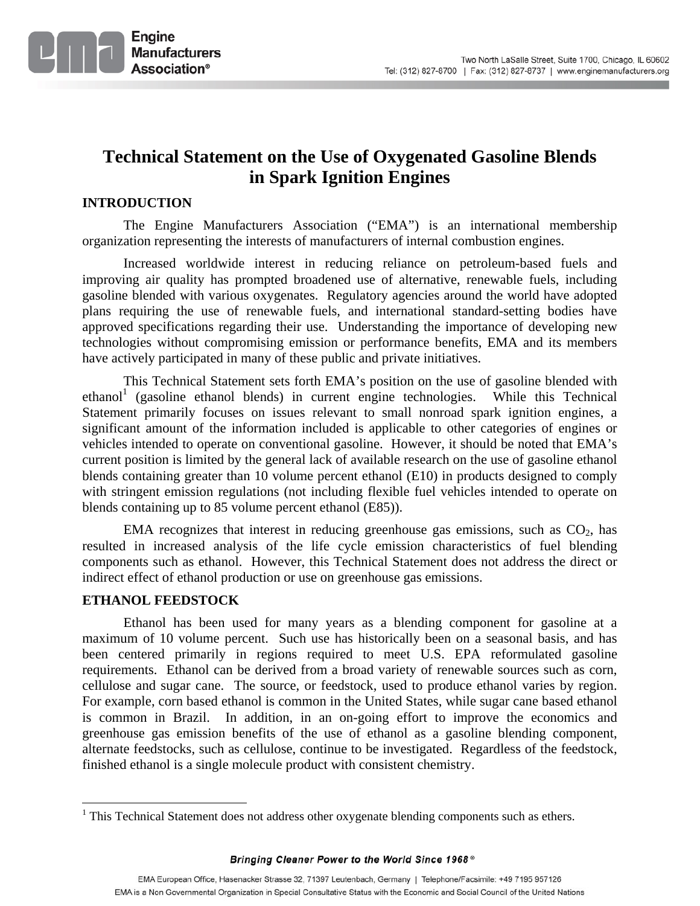# Technical Statement on the Use of Oxygenated Gasoline Blends in Spark Ignition Engines

## INTRODUCTION

The Engine Manufacturers Association ("EMA") is an international membership organization representing the interests of manufacturers of internal combustion engines.

Increased worldwide interest in reducing reliance on petroleum-based fuels and improving air quality has prompted broadened use of alternative, renewable fuels, including gasoline blended with various oxygenates. Regulatory agencies around the world have adopted plans requiring the use of renewable fuels, and international standard-setting bodies have approved specifications regarding their use. Understanding the importance of developing new technologies without compromising emission or performance benefits, EMA and its members have actively participated in many of these public and private initiatives.

This Technical Statement sets forth EMA's position on the use of gasoline blended with ethanol[1] (gasoline ethanol blends) in current engine technologies. While this Technical Statement primarily focuses on issues relevant to small nonroad spark ignition engines, a significant amount of the information included is applicable to other categories of engines or vehicles intended to operate on conventional gasoline. However, it should be noted that EMA's current position is limited by the general lack of available research on the use of gasoline ethanol blends containing greater than 10 volume percent ethanol (E10) in products designed to comply with stringent emission regulations (not including flexible fuel vehicles intended to operate on blends containing up to 85 volume percent ethanol (E85)).

EMA recognizes that interest in reducing greenhouse gas emissions, such as $CO_2$, has resulted in increased analysis of the life cycle emission characteristics of fuel blending components such as ethanol. However, this Technical Statement does not address the direct or indirect effect of ethanol production or use on greenhouse gas emissions.

## ETHANOL FEEDSTOCK

Ethanol has been used for many years as a blending component for gasoline at a maximum of 10 volume percent. Such use has historically been on a seasonal basis, and has been centered primarily in regions required to meet U.S. EPA reformulated gasoline requirements. Ethanol can be derived from a broad variety of renewable sources such as corn, cellulose and sugar cane. The source, or feedstock, used to produce ethanol varies by region. For example, corn based ethanol is common in the United States, while sugar cane based ethanol is common in Brazil. In addition, in an on-going effort to improve the economics and greenhouse gas emission benefits of the use of ethanol as a gasoline blending component, alternate feedstocks, such as cellulose, continue to be investigated. Regardless of the feedstock, finished ethanol is a single molecule product with consistent chemistry.

---

[1] This Technical Statement does not address other oxygenate blending components such as ethers.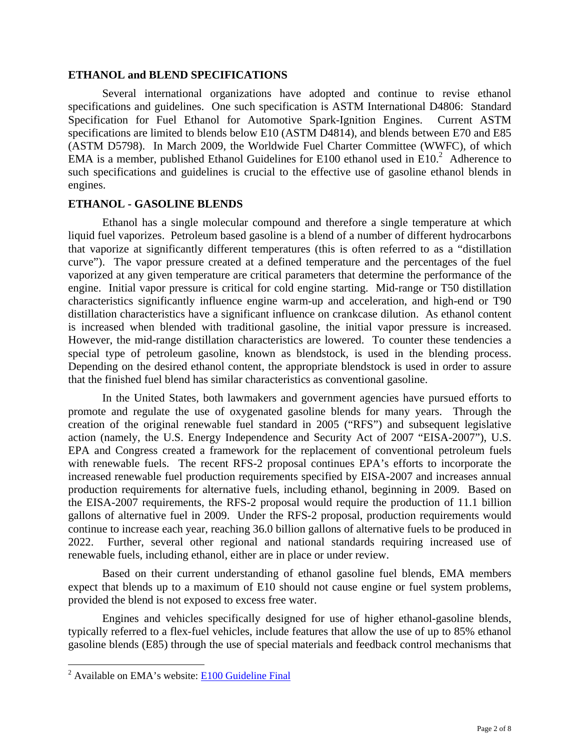## ETHANOL and BLEND SPECIFICATIONS

Several international organizations have adopted and continue to revise ethanol specifications and guidelines. One such specification is ASTM International D4806: Standard Specification for Fuel Ethanol for Automotive Spark-Ignition Engines. Current ASTM specifications are limited to blends below E10 (ASTM D4814), and blends between E70 and E85 (ASTM D5798). In March 2009, the Worldwide Fuel Charter Committee (WWFC), of which EMA is a member, published Ethanol Guidelines for E100 ethanol used in E10.[2] Adherence to such specifications and guidelines is crucial to the effective use of gasoline ethanol blends in engines.

## ETHANOL - GASOLINE BLENDS

Ethanol has a single molecular compound and therefore a single temperature at which liquid fuel vaporizes. Petroleum based gasoline is a blend of a number of different hydrocarbons that vaporize at significantly different temperatures (this is often referred to as a "distillation curve"). The vapor pressure created at a defined temperature and the percentages of the fuel vaporized at any given temperature are critical parameters that determine the performance of the engine. Initial vapor pressure is critical for cold engine starting. Mid-range or T50 distillation characteristics significantly influence engine warm-up and acceleration, and high-end or T90 distillation characteristics have a significant influence on crankcase dilution. As ethanol content is increased when blended with traditional gasoline, the initial vapor pressure is increased. However, the mid-range distillation characteristics are lowered. To counter these tendencies a special type of petroleum gasoline, known as blendstock, is used in the blending process. Depending on the desired ethanol content, the appropriate blendstock is used in order to assure that the finished fuel blend has similar characteristics as conventional gasoline.

In the United States, both lawmakers and government agencies have pursued efforts to promote and regulate the use of oxygenated gasoline blends for many years. Through the creation of the original renewable fuel standard in 2005 ("RFS") and subsequent legislative action (namely, the U.S. Energy Independence and Security Act of 2007 "EISA-2007"), U.S. EPA and Congress created a framework for the replacement of conventional petroleum fuels with renewable fuels. The recent RFS-2 proposal continues EPA's efforts to incorporate the increased renewable fuel production requirements specified by EISA-2007 and increases annual production requirements for alternative fuels, including ethanol, beginning in 2009. Based on the EISA-2007 requirements, the RFS-2 proposal would require the production of 11.1 billion gallons of alternative fuel in 2009. Under the RFS-2 proposal, production requirements would continue to increase each year, reaching 36.0 billion gallons of alternative fuels to be produced in 2022. Further, several other regional and national standards requiring increased use of renewable fuels, including ethanol, either are in place or under review.

Based on their current understanding of ethanol gasoline fuel blends, EMA members expect that blends up to a maximum of E10 should not cause engine or fuel system problems, provided the blend is not exposed to excess free water.

Engines and vehicles specifically designed for use of higher ethanol-gasoline blends, typically referred to a flex-fuel vehicles, include features that allow the use of up to 85% ethanol gasoline blends (E85) through the use of special materials and feedback control mechanisms that

---

[2] Available on EMA's website: E100 Guideline Final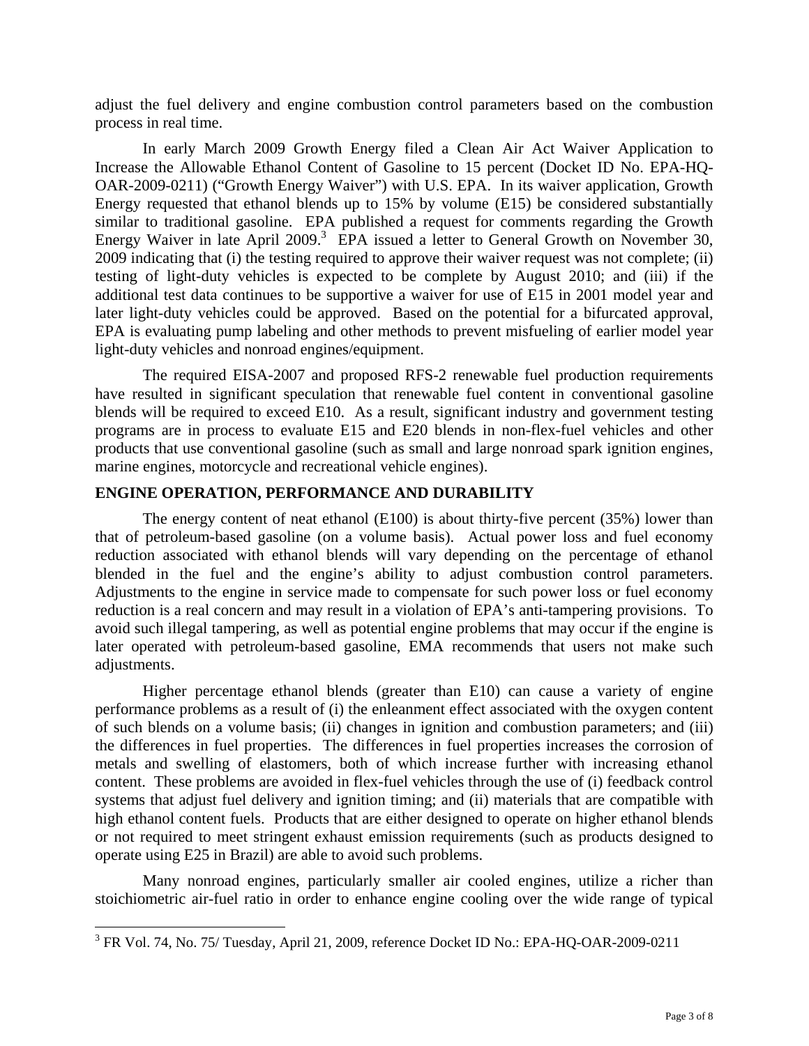adjust the fuel delivery and engine combustion control parameters based on the combustion process in real time.

In early March 2009 Growth Energy filed a Clean Air Act Waiver Application to Increase the Allowable Ethanol Content of Gasoline to 15 percent (Docket ID No. EPA-HQ-OAR-2009-0211) ("Growth Energy Waiver") with U.S. EPA. In its waiver application, Growth Energy requested that ethanol blends up to 15% by volume (E15) be considered substantially similar to traditional gasoline. EPA published a request for comments regarding the Growth Energy Waiver in late April 2009.[3] EPA issued a letter to General Growth on November 30, 2009 indicating that (i) the testing required to approve their waiver request was not complete; (ii) testing of light-duty vehicles is expected to be complete by August 2010; and (iii) if the additional test data continues to be supportive a waiver for use of E15 in 2001 model year and later light-duty vehicles could be approved. Based on the potential for a bifurcated approval, EPA is evaluating pump labeling and other methods to prevent misfueling of earlier model year light-duty vehicles and nonroad engines/equipment.

The required EISA-2007 and proposed RFS-2 renewable fuel production requirements have resulted in significant speculation that renewable fuel content in conventional gasoline blends will be required to exceed E10. As a result, significant industry and government testing programs are in process to evaluate E15 and E20 blends in non-flex-fuel vehicles and other products that use conventional gasoline (such as small and large nonroad spark ignition engines, marine engines, motorcycle and recreational vehicle engines).

## ENGINE OPERATION, PERFORMANCE AND DURABILITY

The energy content of neat ethanol (E100) is about thirty-five percent (35%) lower than that of petroleum-based gasoline (on a volume basis). Actual power loss and fuel economy reduction associated with ethanol blends will vary depending on the percentage of ethanol blended in the fuel and the engine's ability to adjust combustion control parameters. Adjustments to the engine in service made to compensate for such power loss or fuel economy reduction is a real concern and may result in a violation of EPA's anti-tampering provisions. To avoid such illegal tampering, as well as potential engine problems that may occur if the engine is later operated with petroleum-based gasoline, EMA recommends that users not make such adjustments.

Higher percentage ethanol blends (greater than E10) can cause a variety of engine performance problems as a result of (i) the enleanment effect associated with the oxygen content of such blends on a volume basis; (ii) changes in ignition and combustion parameters; and (iii) the differences in fuel properties. The differences in fuel properties increases the corrosion of metals and swelling of elastomers, both of which increase further with increasing ethanol content. These problems are avoided in flex-fuel vehicles through the use of (i) feedback control systems that adjust fuel delivery and ignition timing; and (ii) materials that are compatible with high ethanol content fuels. Products that are either designed to operate on higher ethanol blends or not required to meet stringent exhaust emission requirements (such as products designed to operate using E25 in Brazil) are able to avoid such problems.

Many nonroad engines, particularly smaller air cooled engines, utilize a richer than stoichiometric air-fuel ratio in order to enhance engine cooling over the wide range of typical

---

[3] FR Vol. 74, No. 75/ Tuesday, April 21, 2009, reference Docket ID No.: EPA-HQ-OAR-2009-0211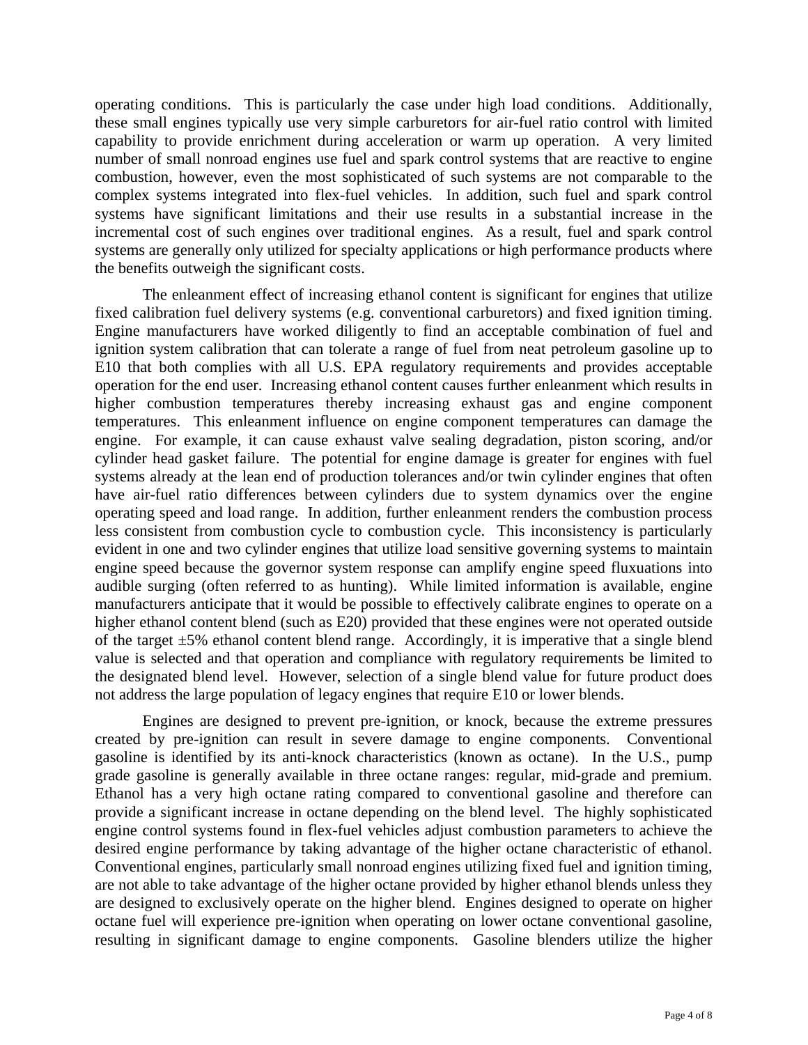operating conditions. This is particularly the case under high load conditions. Additionally, these small engines typically use very simple carburetors for air-fuel ratio control with limited capability to provide enrichment during acceleration or warm up operation. A very limited number of small nonroad engines use fuel and spark control systems that are reactive to engine combustion, however, even the most sophisticated of such systems are not comparable to the complex systems integrated into flex-fuel vehicles. In addition, such fuel and spark control systems have significant limitations and their use results in a substantial increase in the incremental cost of such engines over traditional engines. As a result, fuel and spark control systems are generally only utilized for specialty applications or high performance products where the benefits outweigh the significant costs.

The enleanment effect of increasing ethanol content is significant for engines that utilize fixed calibration fuel delivery systems (e.g. conventional carburetors) and fixed ignition timing. Engine manufacturers have worked diligently to find an acceptable combination of fuel and ignition system calibration that can tolerate a range of fuel from neat petroleum gasoline up to E10 that both complies with all U.S. EPA regulatory requirements and provides acceptable operation for the end user. Increasing ethanol content causes further enleanment which results in higher combustion temperatures thereby increasing exhaust gas and engine component temperatures. This enleanment influence on engine component temperatures can damage the engine. For example, it can cause exhaust valve sealing degradation, piston scoring, and/or cylinder head gasket failure. The potential for engine damage is greater for engines with fuel systems already at the lean end of production tolerances and/or twin cylinder engines that often have air-fuel ratio differences between cylinders due to system dynamics over the engine operating speed and load range. In addition, further enleanment renders the combustion process less consistent from combustion cycle to combustion cycle. This inconsistency is particularly evident in one and two cylinder engines that utilize load sensitive governing systems to maintain engine speed because the governor system response can amplify engine speed fluxuations into audible surging (often referred to as hunting). While limited information is available, engine manufacturers anticipate that it would be possible to effectively calibrate engines to operate on a higher ethanol content blend (such as E20) provided that these engines were not operated outside of the target ±5% ethanol content blend range. Accordingly, it is imperative that a single blend value is selected and that operation and compliance with regulatory requirements be limited to the designated blend level. However, selection of a single blend value for future product does not address the large population of legacy engines that require E10 or lower blends.

Engines are designed to prevent pre-ignition, or knock, because the extreme pressures created by pre-ignition can result in severe damage to engine components. Conventional gasoline is identified by its anti-knock characteristics (known as octane). In the U.S., pump grade gasoline is generally available in three octane ranges: regular, mid-grade and premium. Ethanol has a very high octane rating compared to conventional gasoline and therefore can provide a significant increase in octane depending on the blend level. The highly sophisticated engine control systems found in flex-fuel vehicles adjust combustion parameters to achieve the desired engine performance by taking advantage of the higher octane characteristic of ethanol. Conventional engines, particularly small nonroad engines utilizing fixed fuel and ignition timing, are not able to take advantage of the higher octane provided by higher ethanol blends unless they are designed to exclusively operate on the higher blend. Engines designed to operate on higher octane fuel will experience pre-ignition when operating on lower octane conventional gasoline, resulting in significant damage to engine components. Gasoline blenders utilize the higher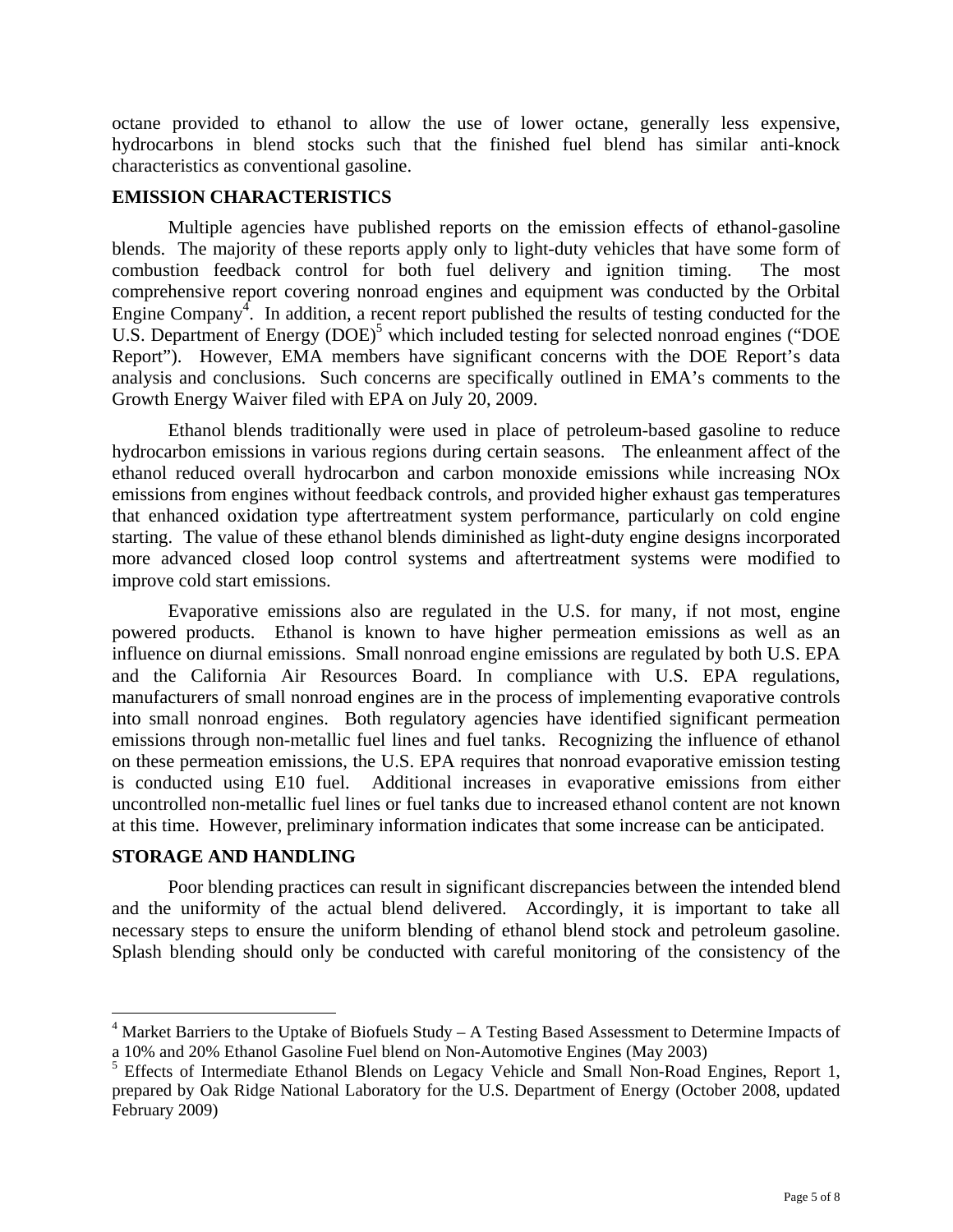octane provided to ethanol to allow the use of lower octane, generally less expensive, hydrocarbons in blend stocks such that the finished fuel blend has similar anti-knock characteristics as conventional gasoline.

## EMISSION CHARACTERISTICS

Multiple agencies have published reports on the emission effects of ethanol-gasoline blends. The majority of these reports apply only to light-duty vehicles that have some form of combustion feedback control for both fuel delivery and ignition timing. The most comprehensive report covering nonroad engines and equipment was conducted by the Orbital Engine Company[4]. In addition, a recent report published the results of testing conducted for the U.S. Department of Energy (DOE)[5] which included testing for selected nonroad engines ("DOE Report"). However, EMA members have significant concerns with the DOE Report's data analysis and conclusions. Such concerns are specifically outlined in EMA's comments to the Growth Energy Waiver filed with EPA on July 20, 2009.

Ethanol blends traditionally were used in place of petroleum-based gasoline to reduce hydrocarbon emissions in various regions during certain seasons. The enleanment affect of the ethanol reduced overall hydrocarbon and carbon monoxide emissions while increasing NOx emissions from engines without feedback controls, and provided higher exhaust gas temperatures that enhanced oxidation type aftertreatment system performance, particularly on cold engine starting. The value of these ethanol blends diminished as light-duty engine designs incorporated more advanced closed loop control systems and aftertreatment systems were modified to improve cold start emissions.

Evaporative emissions also are regulated in the U.S. for many, if not most, engine powered products. Ethanol is known to have higher permeation emissions as well as an influence on diurnal emissions. Small nonroad engine emissions are regulated by both U.S. EPA and the California Air Resources Board. In compliance with U.S. EPA regulations, manufacturers of small nonroad engines are in the process of implementing evaporative controls into small nonroad engines. Both regulatory agencies have identified significant permeation emissions through non-metallic fuel lines and fuel tanks. Recognizing the influence of ethanol on these permeation emissions, the U.S. EPA requires that nonroad evaporative emission testing is conducted using E10 fuel. Additional increases in evaporative emissions from either uncontrolled non-metallic fuel lines or fuel tanks due to increased ethanol content are not known at this time. However, preliminary information indicates that some increase can be anticipated.

## STORAGE AND HANDLING

Poor blending practices can result in significant discrepancies between the intended blend and the uniformity of the actual blend delivered. Accordingly, it is important to take all necessary steps to ensure the uniform blending of ethanol blend stock and petroleum gasoline. Splash blending should only be conducted with careful monitoring of the consistency of the

---

[4] Market Barriers to the Uptake of Biofuels Study – A Testing Based Assessment to Determine Impacts of a 10% and 20% Ethanol Gasoline Fuel blend on Non-Automotive Engines (May 2003)

[5] Effects of Intermediate Ethanol Blends on Legacy Vehicle and Small Non-Road Engines, Report 1, prepared by Oak Ridge National Laboratory for the U.S. Department of Energy (October 2008, updated February 2009)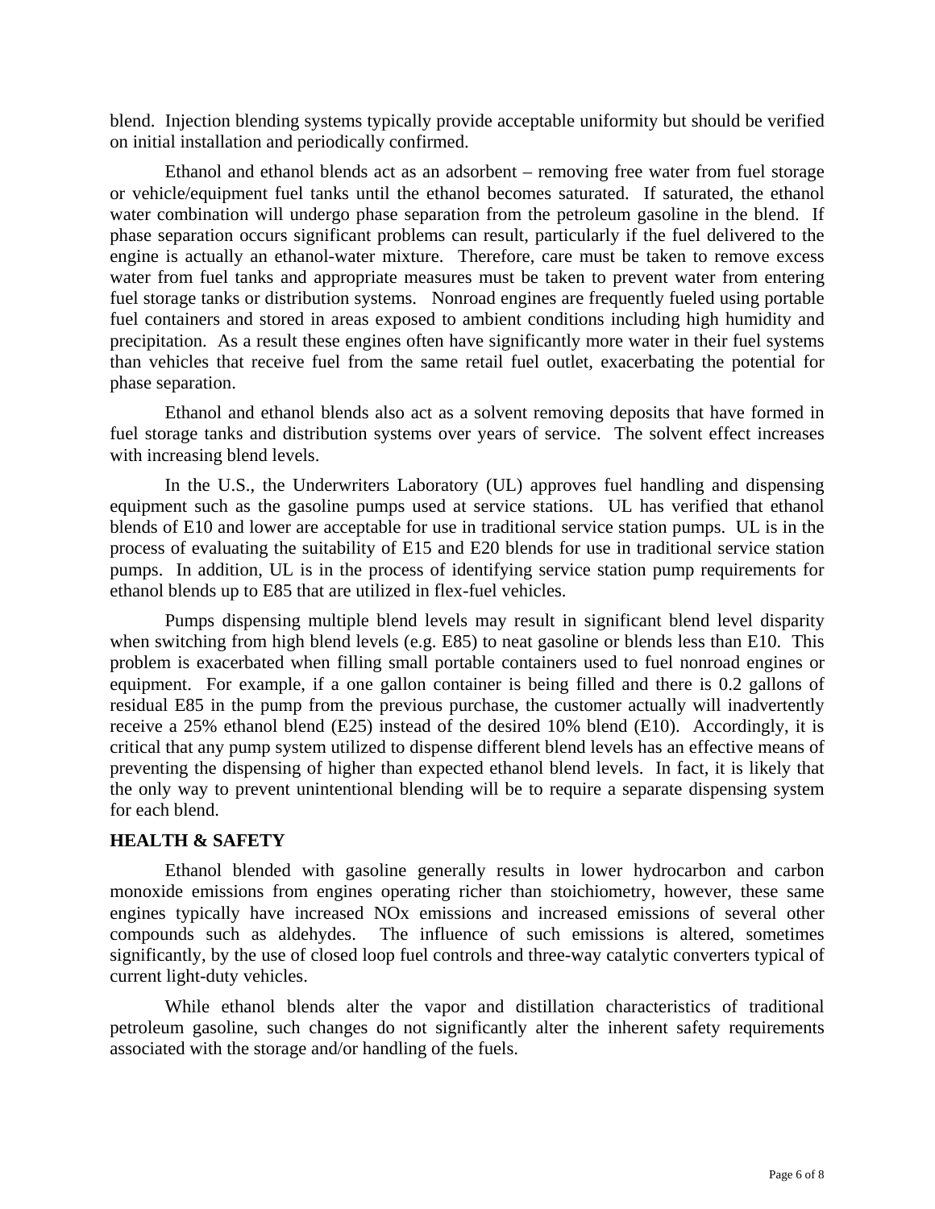blend. Injection blending systems typically provide acceptable uniformity but should be verified on initial installation and periodically confirmed.

Ethanol and ethanol blends act as an adsorbent – removing free water from fuel storage or vehicle/equipment fuel tanks until the ethanol becomes saturated. If saturated, the ethanol water combination will undergo phase separation from the petroleum gasoline in the blend. If phase separation occurs significant problems can result, particularly if the fuel delivered to the engine is actually an ethanol-water mixture. Therefore, care must be taken to remove excess water from fuel tanks and appropriate measures must be taken to prevent water from entering fuel storage tanks or distribution systems. Nonroad engines are frequently fueled using portable fuel containers and stored in areas exposed to ambient conditions including high humidity and precipitation. As a result these engines often have significantly more water in their fuel systems than vehicles that receive fuel from the same retail fuel outlet, exacerbating the potential for phase separation.

Ethanol and ethanol blends also act as a solvent removing deposits that have formed in fuel storage tanks and distribution systems over years of service. The solvent effect increases with increasing blend levels.

In the U.S., the Underwriters Laboratory (UL) approves fuel handling and dispensing equipment such as the gasoline pumps used at service stations. UL has verified that ethanol blends of E10 and lower are acceptable for use in traditional service station pumps. UL is in the process of evaluating the suitability of E15 and E20 blends for use in traditional service station pumps. In addition, UL is in the process of identifying service station pump requirements for ethanol blends up to E85 that are utilized in flex-fuel vehicles.

Pumps dispensing multiple blend levels may result in significant blend level disparity when switching from high blend levels (e.g. E85) to neat gasoline or blends less than E10. This problem is exacerbated when filling small portable containers used to fuel nonroad engines or equipment. For example, if a one gallon container is being filled and there is 0.2 gallons of residual E85 in the pump from the previous purchase, the customer actually will inadvertently receive a 25% ethanol blend (E25) instead of the desired 10% blend (E10). Accordingly, it is critical that any pump system utilized to dispense different blend levels has an effective means of preventing the dispensing of higher than expected ethanol blend levels. In fact, it is likely that the only way to prevent unintentional blending will be to require a separate dispensing system for each blend.

**HEALTH & SAFETY**

Ethanol blended with gasoline generally results in lower hydrocarbon and carbon monoxide emissions from engines operating richer than stoichiometry, however, these same engines typically have increased NOx emissions and increased emissions of several other compounds such as aldehydes. The influence of such emissions is altered, sometimes significantly, by the use of closed loop fuel controls and three-way catalytic converters typical of current light-duty vehicles.

While ethanol blends alter the vapor and distillation characteristics of traditional petroleum gasoline, such changes do not significantly alter the inherent safety requirements associated with the storage and/or handling of the fuels.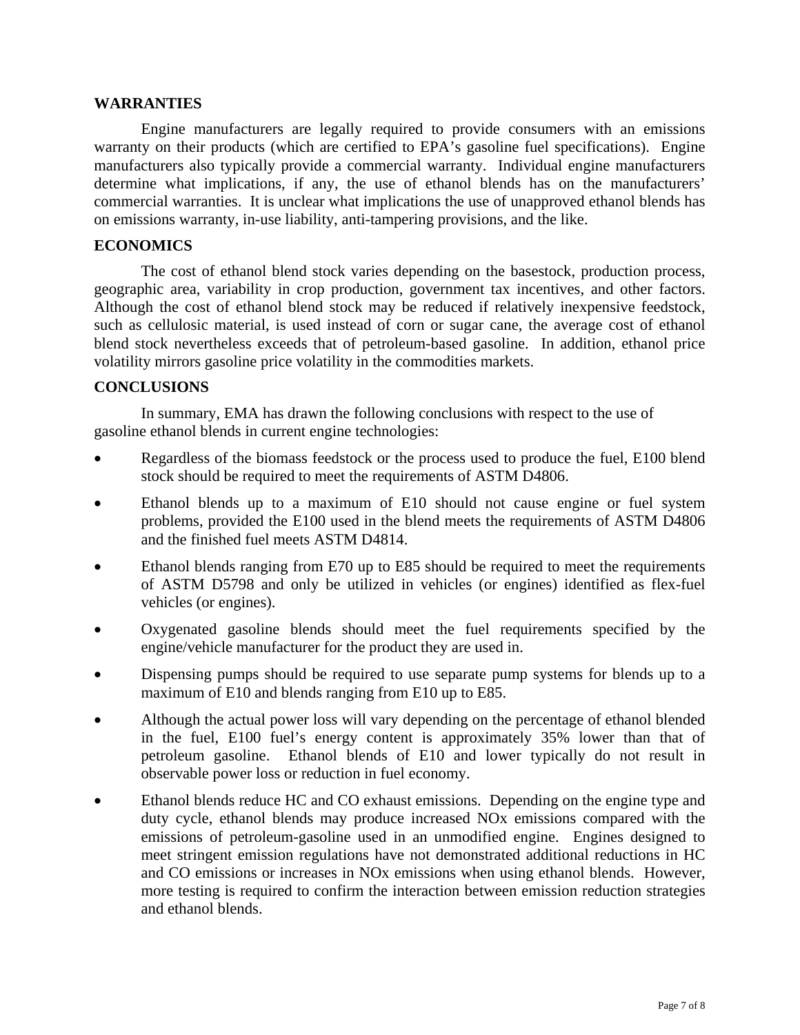## WARRANTIES

Engine manufacturers are legally required to provide consumers with an emissions warranty on their products (which are certified to EPA's gasoline fuel specifications). Engine manufacturers also typically provide a commercial warranty. Individual engine manufacturers determine what implications, if any, the use of ethanol blends has on the manufacturers' commercial warranties. It is unclear what implications the use of unapproved ethanol blends has on emissions warranty, in-use liability, anti-tampering provisions, and the like.

## ECONOMICS

The cost of ethanol blend stock varies depending on the basestock, production process, geographic area, variability in crop production, government tax incentives, and other factors. Although the cost of ethanol blend stock may be reduced if relatively inexpensive feedstock, such as cellulosic material, is used instead of corn or sugar cane, the average cost of ethanol blend stock nevertheless exceeds that of petroleum-based gasoline. In addition, ethanol price volatility mirrors gasoline price volatility in the commodities markets.

## CONCLUSIONS

In summary, EMA has drawn the following conclusions with respect to the use of gasoline ethanol blends in current engine technologies:

- Regardless of the biomass feedstock or the process used to produce the fuel, E100 blend stock should be required to meet the requirements of ASTM D4806.
- Ethanol blends up to a maximum of E10 should not cause engine or fuel system problems, provided the E100 used in the blend meets the requirements of ASTM D4806 and the finished fuel meets ASTM D4814.
- Ethanol blends ranging from E70 up to E85 should be required to meet the requirements of ASTM D5798 and only be utilized in vehicles (or engines) identified as flex-fuel vehicles (or engines).
- Oxygenated gasoline blends should meet the fuel requirements specified by the engine/vehicle manufacturer for the product they are used in.
- Dispensing pumps should be required to use separate pump systems for blends up to a maximum of E10 and blends ranging from E10 up to E85.
- Although the actual power loss will vary depending on the percentage of ethanol blended in the fuel, E100 fuel's energy content is approximately 35% lower than that of petroleum gasoline. Ethanol blends of E10 and lower typically do not result in observable power loss or reduction in fuel economy.
- Ethanol blends reduce HC and CO exhaust emissions. Depending on the engine type and duty cycle, ethanol blends may produce increased $NO_x$ emissions compared with the emissions of petroleum-gasoline used in an unmodified engine. Engines designed to meet stringent emission regulations have not demonstrated additional reductions in HC and CO emissions or increases in $NO_x$ emissions when using ethanol blends. However, more testing is required to confirm the interaction between emission reduction strategies and ethanol blends.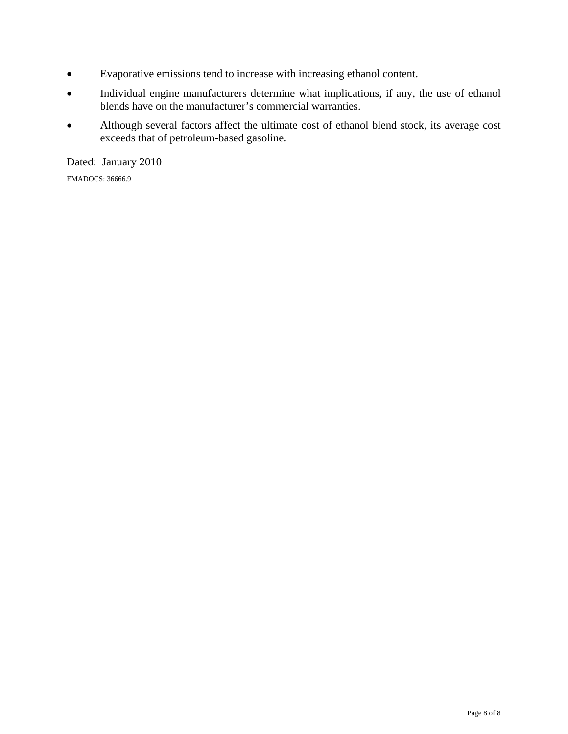- Evaporative emissions tend to increase with increasing ethanol content.
- Individual engine manufacturers determine what implications, if any, the use of ethanol blends have on the manufacturer's commercial warranties.
- Although several factors affect the ultimate cost of ethanol blend stock, its average cost exceeds that of petroleum-based gasoline.

Dated: January 2010

EMADOCS: 36666.9